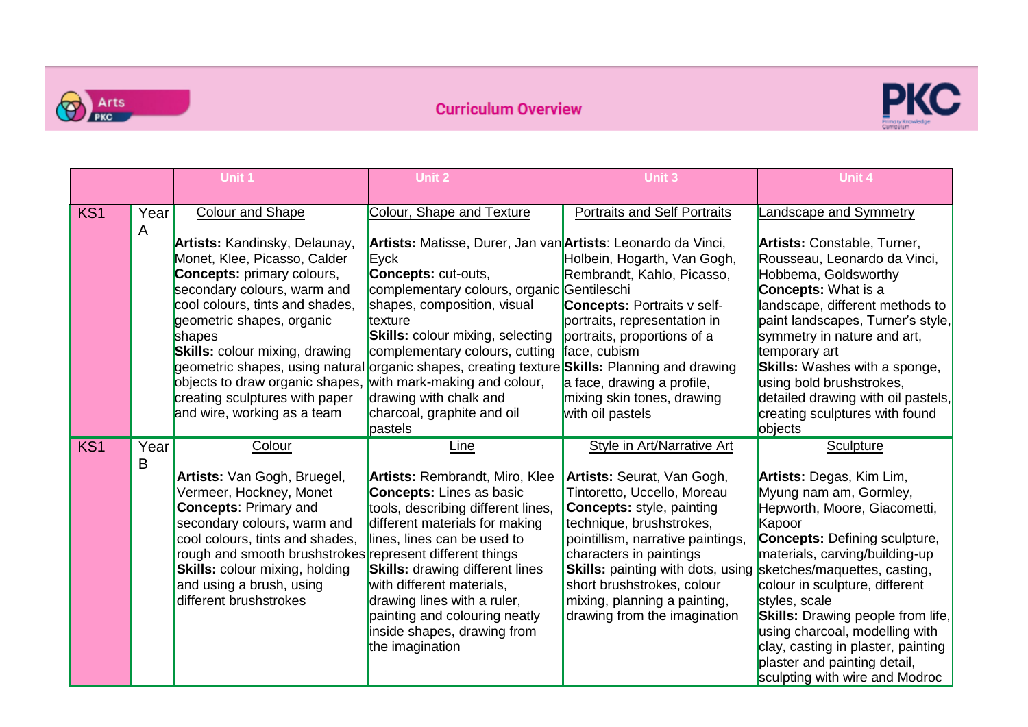# Curriculum Overview

| | | Unit 1 | Unit 2 | Unit 3 | Unit 4 |
|---|---|---|---|---|---|
| KS1 | Year A | Colour and Shape<br><br>**Artists:** Kandinsky, Delaunay, Monet, Klee, Picasso, Calder<br>**Concepts:** primary colours, secondary colours, warm and cool colours, tints and shades, geometric shapes, organic shapes<br>**Skills:** colour mixing, drawing geometric shapes, using natural objects to draw organic shapes, creating sculptures with paper and wire, working as a team | Colour, Shape and Texture<br><br>**Artists:** Matisse, Durer, Jan van Eyck<br>**Concepts:** cut-outs, complementary colours, organic shapes, composition, visual texture<br>**Skills:** colour mixing, selecting complementary colours, cutting organic shapes, creating texture with mark-making and colour, drawing with chalk and charcoal, graphite and oil pastels | Portraits and Self Portraits<br><br>**Artists**: Leonardo da Vinci, Holbein, Hogarth, Van Gogh, Rembrandt, Kahlo, Picasso, Gentileschi<br>**Concepts:** Portraits v self-portraits, representation in portraits, proportions of a face, cubism<br>**Skills:** Planning and drawing a face, drawing a profile, mixing skin tones, drawing with oil pastels | Landscape and Symmetry<br><br>**Artists:** Constable, Turner, Rousseau, Leonardo da Vinci, Hobbema, Goldsworthy<br>**Concepts:** What is a landscape, different methods to paint landscapes, Turner's style, symmetry in nature and art, temporary art<br>**Skills:** Washes with a sponge, using bold brushstrokes, detailed drawing with oil pastels, creating sculptures with found objects |
| KS1 | Year B | Colour<br><br>**Artists:** Van Gogh, Bruegel, Vermeer, Hockney, Monet<br>**Concepts**: Primary and secondary colours, warm and cool colours, tints and shades, rough and smooth brushstrokes<br>**Skills:** colour mixing, holding and using a brush, using different brushstrokes | Line<br><br>**Artists:** Rembrandt, Miro, Klee<br>**Concepts:** Lines as basic tools, describing different lines, different materials for making lines, lines can be used to represent different things<br>**Skills:** drawing different lines with different materials, drawing lines with a ruler, painting and colouring neatly inside shapes, drawing from the imagination | Style in Art/Narrative Art<br><br>**Artists:** Seurat, Van Gogh, Tintoretto, Uccello, Moreau<br>**Concepts:** style, painting technique, brushstrokes, pointillism, narrative paintings, characters in paintings<br>**Skills:** painting with dots, using short brushstrokes, colour mixing, planning a painting, drawing from the imagination | Sculpture<br><br>**Artists:** Degas, Kim Lim, Myung nam am, Gormley, Hepworth, Moore, Giacometti, Kapoor<br>**Concepts:** Defining sculpture, materials, carving/building-up sketches/maquettes, casting, colour in sculpture, different styles, scale<br>**Skills:** Drawing people from life, using charcoal, modelling with clay, casting in plaster, painting plaster and painting detail, sculpting with wire and Modroc |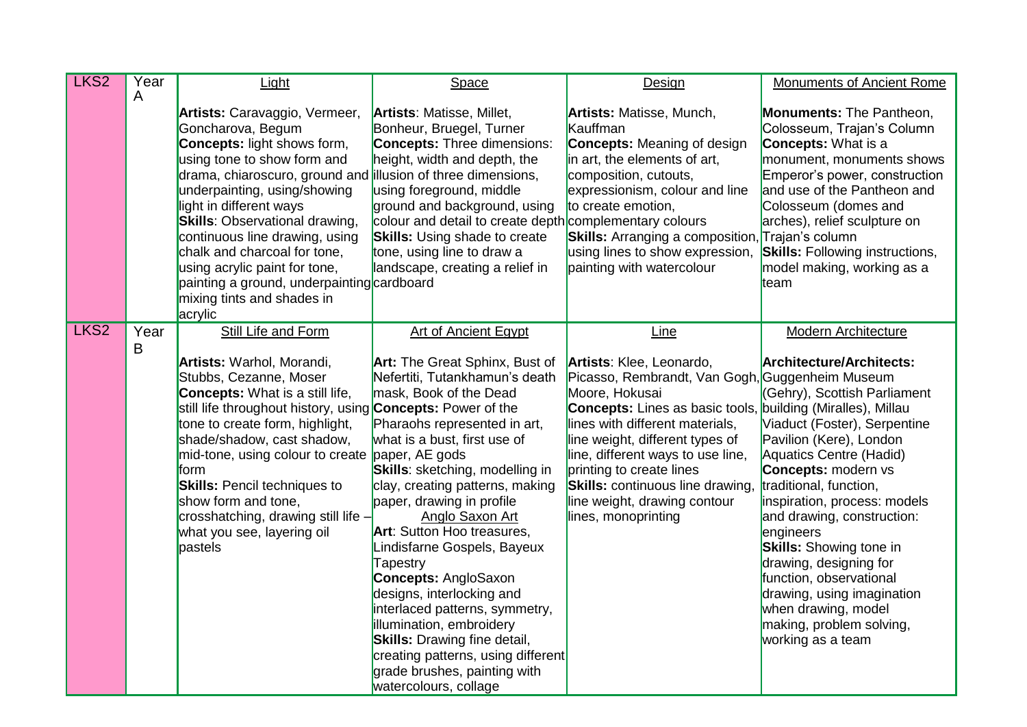| | | | | | |
|---|---|---|---|---|---|
| LKS2 | Year A | Light<br><br>**Artists:** Caravaggio, Vermeer, Goncharova, Begum<br>**Concepts:** light shows form, using tone to show form and drama, chiaroscuro, ground and underpainting, using/showing light in different ways<br>**Skills**: Observational drawing, continuous line drawing, using chalk and charcoal for tone, using acrylic paint for tone, painting a ground, underpainting mixing tints and shades in acrylic | Space<br><br>**Artists**: Matisse, Millet, Bonheur, Bruegel, Turner<br>**Concepts:** Three dimensions: height, width and depth, the illusion of three dimensions, using foreground, middle ground and background, using colour and detail to create depth<br>**Skills:** Using shade to create tone, using line to draw a landscape, creating a relief in cardboard | Design<br><br>**Artists:** Matisse, Munch, Kauffman<br>**Concepts:** Meaning of design in art, the elements of art, composition, cutouts, expressionism, colour and line to create emotion, complementary colours<br>**Skills:** Arranging a composition, using lines to show expression, painting with watercolour | Monuments of Ancient Rome<br><br>**Monuments:** The Pantheon, Colosseum, Trajan's Column<br>**Concepts:** What is a monument, monuments shows Emperor's power, construction and use of the Pantheon and Colosseum (domes and arches), relief sculpture on Trajan's column<br>**Skills:** Following instructions, model making, working as a team |
| LKS2 | Year B | Still Life and Form<br><br>**Artists:** Warhol, Morandi, Stubbs, Cezanne, Moser<br>**Concepts:** What is a still life, still life throughout history, using tone to create form, highlight, shade/shadow, cast shadow, mid-tone, using colour to create form<br>**Skills:** Pencil techniques to show form and tone, crosshatching, drawing still life – what you see, layering oil pastels | Art of Ancient Egypt<br><br>**Art:** The Great Sphinx, Bust of Nefertiti, Tutankhamun's death mask, Book of the Dead<br>**Concepts:** Power of the Pharaohs represented in art, what is a bust, first use of paper, AE gods<br>**Skills**: sketching, modelling in clay, creating patterns, making paper, drawing in profile<br>Anglo Saxon Art<br>**Art**: Sutton Hoo treasures, Lindisfarne Gospels, Bayeux Tapestry<br>**Concepts:** AngloSaxon designs, interlocking and interlaced patterns, symmetry, illumination, embroidery<br>**Skills:** Drawing fine detail, creating patterns, using different grade brushes, painting with watercolours, collage | Line<br><br>**Artists**: Klee, Leonardo, Picasso, Rembrandt, Van Gogh, Moore, Hokusai<br>**Concepts:** Lines as basic tools, lines with different materials, line weight, different types of line, different ways to use line, printing to create lines<br>**Skills:** continuous line drawing, line weight, drawing contour lines, monoprinting | Modern Architecture<br><br>**Architecture/Architects:** Guggenheim Museum (Gehry), Scottish Parliament building (Miralles), Millau Viaduct (Foster), Serpentine Pavilion (Kere), London Aquatics Centre (Hadid)<br>**Concepts:** modern vs traditional, function, inspiration, process: models and drawing, construction: engineers<br>**Skills:** Showing tone in drawing, designing for function, observational drawing, using imagination when drawing, model making, problem solving, working as a team |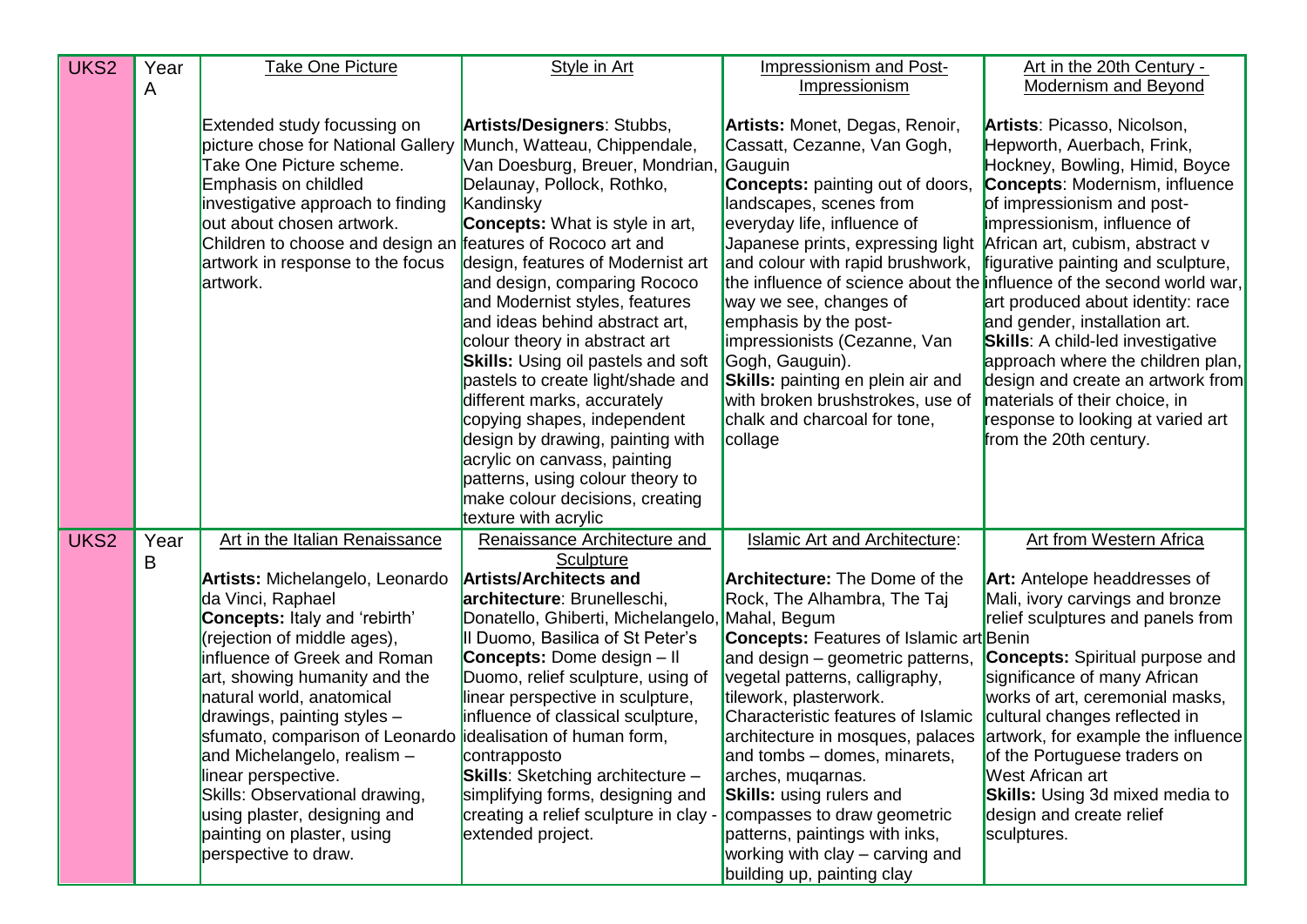| | | | | | |
|---|---|---|---|---|---|
| UKS2 | Year A | <u>Take One Picture</u><br><br>Extended study focussing on picture chose for National Gallery Take One Picture scheme. Emphasis on childled investigative approach to finding out about chosen artwork. Children to choose and design an artwork in response to the focus artwork. | <u>Style in Art</u><br><br>**Artists/Designers**: Stubbs, Munch, Watteau, Chippendale, Van Doesburg, Breuer, Mondrian, Delaunay, Pollock, Rothko, Kandinsky<br>**Concepts:** What is style in art, features of Rococo art and design, features of Modernist art and design, comparing Rococo and Modernist styles, features and ideas behind abstract art, colour theory in abstract art<br>**Skills:** Using oil pastels and soft pastels to create light/shade and different marks, accurately copying shapes, independent design by drawing, painting with acrylic on canvass, painting patterns, using colour theory to make colour decisions, creating texture with acrylic | <u>Impressionism and Post-Impressionism</u><br><br>**Artists:** Monet, Degas, Renoir, Cassatt, Cezanne, Van Gogh, Gauguin<br>**Concepts:** painting out of doors, landscapes, scenes from everyday life, influence of Japanese prints, expressing light and colour with rapid brushwork, the influence of science about the way we see, changes of emphasis by the post-impressionists (Cezanne, Van Gogh, Gauguin).<br>**Skills:** painting en plein air and with broken brushstrokes, use of chalk and charcoal for tone, collage | <u>Art in the 20th Century - Modernism and Beyond</u><br><br>**Artists**: Picasso, Nicolson, Hepworth, Auerbach, Frink, Hockney, Bowling, Himid, Boyce<br>**Concepts**: Modernism, influence of impressionism and post-impressionism, influence of African art, cubism, abstract v figurative painting and sculpture, influence of the second world war, art produced about identity: race and gender, installation art.<br>**Skills**: A child-led investigative approach where the children plan, design and create an artwork from materials of their choice, in response to looking at varied art from the 20th century. |
| UKS2 | Year B | <u>Art in the Italian Renaissance</u><br><br>**Artists:** Michelangelo, Leonardo da Vinci, Raphael<br>**Concepts:** Italy and 'rebirth' (rejection of middle ages), influence of Greek and Roman art, showing humanity and the natural world, anatomical drawings, painting styles – sfumato, comparison of Leonardo and Michelangelo, realism – linear perspective.<br>Skills: Observational drawing, using plaster, designing and painting on plaster, using perspective to draw. | <u>Renaissance Architecture and Sculpture</u><br><br>**Artists/Architects and architecture**: Brunelleschi, Donatello, Ghiberti, Michelangelo, Il Duomo, Basilica of St Peter's<br>**Concepts:** Dome design – Il Duomo, relief sculpture, using of linear perspective in sculpture, influence of classical sculpture, idealisation of human form, contrapposto<br>**Skills**: Sketching architecture – simplifying forms, designing and creating a relief sculpture in clay - extended project. | <u>Islamic Art and Architecture</u>:<br><br>**Architecture:** The Dome of the Rock, The Alhambra, The Taj Mahal, Begum<br>**Concepts:** Features of Islamic art and design – geometric patterns, vegetal patterns, calligraphy, tilework, plasterwork.<br>Characteristic features of Islamic architecture in mosques, palaces and tombs – domes, minarets, arches, muqarnas.<br>**Skills:** using rulers and compasses to draw geometric patterns, paintings with inks, working with clay – carving and building up, painting clay | <u>Art from Western Africa</u><br><br>**Art:** Antelope headdresses of Mali, ivory carvings and bronze relief sculptures and panels from Benin<br>**Concepts:** Spiritual purpose and significance of many African works of art, ceremonial masks, cultural changes reflected in artwork, for example the influence of the Portuguese traders on West African art<br>**Skills:** Using 3d mixed media to design and create relief sculptures. |